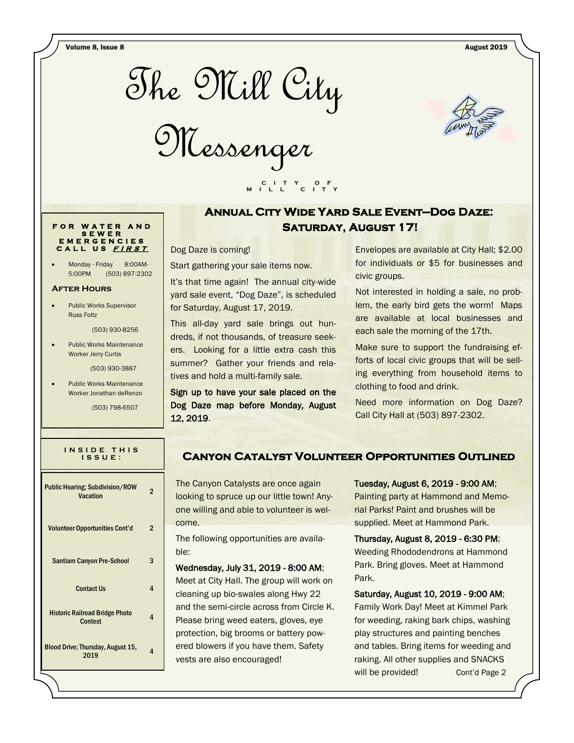Volume 8, Issue 8 — August 2019

# The Mill City Messenger

CITY OF MILL CITY

## Annual City Wide Yard Sale Event—Dog Daze: Saturday, August 17!

Dog Daze is coming!

Start gathering your sale items now.

It's that time again! The annual city-wide yard sale event, "Dog Daze", is scheduled for Saturday, August 17, 2019.

This all-day yard sale brings out hundreds, if not thousands, of treasure seekers. Looking for a little extra cash this summer? Gather your friends and relatives and hold a multi-family sale.

**Sign up to have your sale placed on the Dog Daze map before Monday, August 12, 2019.**

Envelopes are available at City Hall; $2.00 for individuals or $5 for businesses and civic groups.

Not interested in holding a sale, no problem, the early bird gets the worm! Maps are available at local businesses and each sale the morning of the 17th.

Make sure to support the fundraising efforts of local civic groups that will be selling everything from household items to clothing to food and drink.

Need more information on Dog Daze? Call City Hall at (503) 897-2302.

## Canyon Catalyst Volunteer Opportunities Outlined

The Canyon Catalysts are once again looking to spruce up our little town! Anyone willing and able to volunteer is welcome.

The following opportunities are available:

**Wednesday, July 31, 2019 - 8:00 AM**; Meet at City Hall. The group will work on cleaning up bio-swales along Hwy 22 and the semi-circle across from Circle K. Please bring weed eaters, gloves, eye protection, big brooms or battery powered blowers if you have them. Safety vests are also encouraged!

**Tuesday, August 6, 2019 - 9:00 AM**; Painting party at Hammond and Memorial Parks! Paint and brushes will be supplied. Meet at Hammond Park.

**Thursday, August 8, 2019 - 6:30 PM**; Weeding Rhododendrons at Hammond Park. Bring gloves. Meet at Hammond Park.

**Saturday, August 10, 2019 - 9:00 AM**; Family Work Day! Meet at Kimmel Park for weeding, raking bark chips, washing play structures and painting benches and tables. Bring items for weeding and raking. All other supplies and SNACKS will be provided! Cont'd Page 2

### For Water and Sewer Emergencies Call Us *First*

- Monday - Friday 8:00AM-5:00PM (503) 897-2302

### After Hours

- Public Works Supervisor Russ Foltz (503) 930-8256
- Public Works Maintenance Worker Jerry Curtis (503) 930-3887
- Public Works Maintenance Worker Jonathan deRenzo (503) 798-6507

### Inside This Issue:

| Article | Page |
|---|---|
| Public Hearing; Subdivision/ROW Vacation | 2 |
| Volunteer Opportunities Cont'd | 2 |
| Santiam Canyon Pre-School | 3 |
| Contact Us | 4 |
| Historic Railroad Bridge Photo Contest | 4 |
| Blood Drive; Thursday, August 15, 2019 | 4 |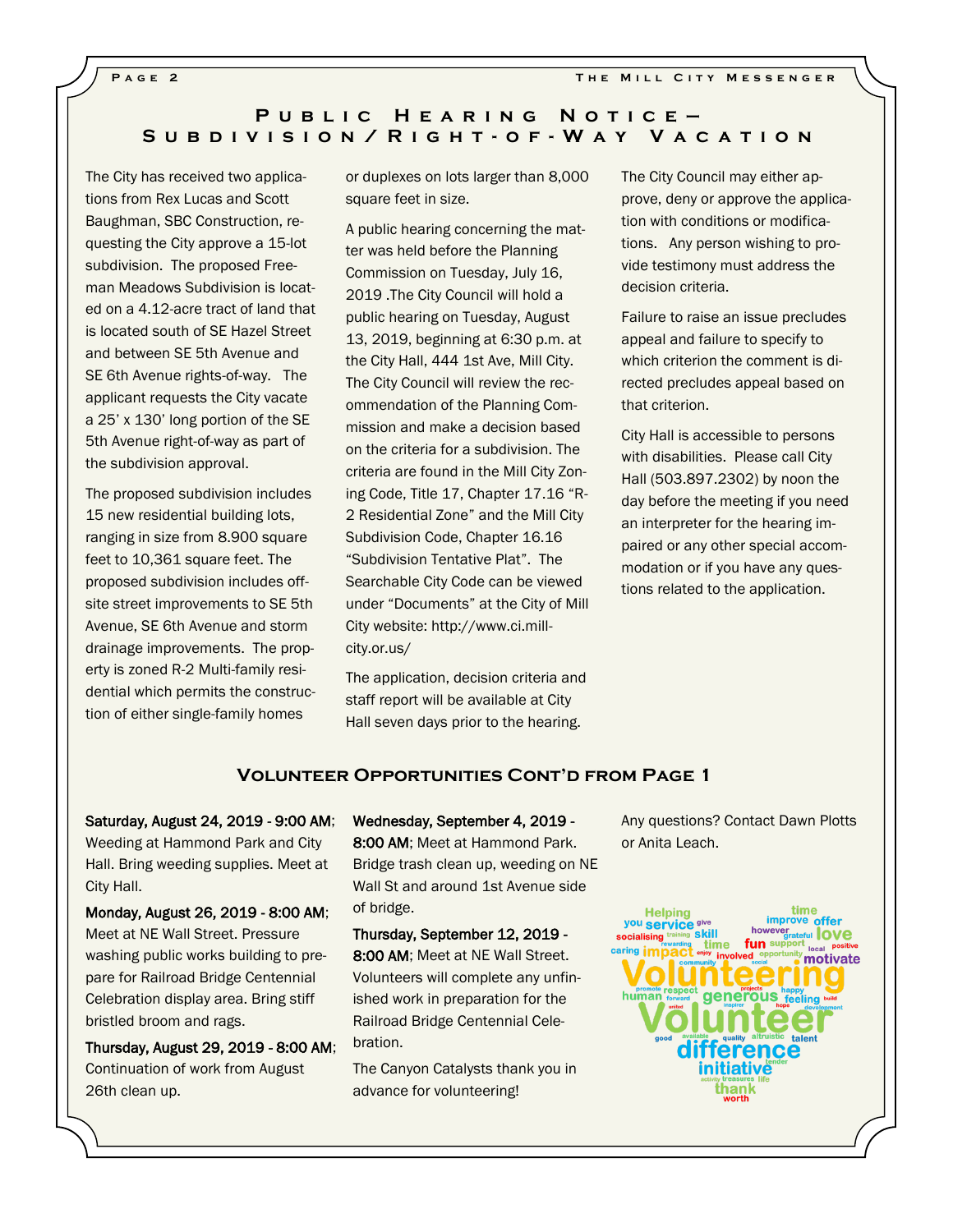## Public Hearing Notice— Subdivision/Right-of-Way Vacation

The City has received two applications from Rex Lucas and Scott Baughman, SBC Construction, requesting the City approve a 15-lot subdivision. The proposed Freeman Meadows Subdivision is located on a 4.12-acre tract of land that is located south of SE Hazel Street and between SE 5th Avenue and SE 6th Avenue rights-of-way. The applicant requests the City vacate a 25' x 130' long portion of the SE 5th Avenue right-of-way as part of the subdivision approval.

The proposed subdivision includes 15 new residential building lots, ranging in size from 8.900 square feet to 10,361 square feet. The proposed subdivision includes off-site street improvements to SE 5th Avenue, SE 6th Avenue and storm drainage improvements. The property is zoned R-2 Multi-family residential which permits the construction of either single-family homes or duplexes on lots larger than 8,000 square feet in size.

A public hearing concerning the matter was held before the Planning Commission on Tuesday, July 16, 2019 .The City Council will hold a public hearing on Tuesday, August 13, 2019, beginning at 6:30 p.m. at the City Hall, 444 1st Ave, Mill City. The City Council will review the recommendation of the Planning Commission and make a decision based on the criteria for a subdivision. The criteria are found in the Mill City Zoning Code, Title 17, Chapter 17.16 "R-2 Residential Zone" and the Mill City Subdivision Code, Chapter 16.16 "Subdivision Tentative Plat". The Searchable City Code can be viewed under "Documents" at the City of Mill City website: http://www.ci.mill-city.or.us/

The application, decision criteria and staff report will be available at City Hall seven days prior to the hearing.

The City Council may either approve, deny or approve the application with conditions or modifications. Any person wishing to provide testimony must address the decision criteria.

Failure to raise an issue precludes appeal and failure to specify to which criterion the comment is directed precludes appeal based on that criterion.

City Hall is accessible to persons with disabilities. Please call City Hall (503.897.2302) by noon the day before the meeting if you need an interpreter for the hearing impaired or any other special accommodation or if you have any questions related to the application.

## Volunteer Opportunities Cont'd from Page 1

**Saturday, August 24, 2019 - 9:00 AM**; Weeding at Hammond Park and City Hall. Bring weeding supplies. Meet at City Hall.

**Monday, August 26, 2019 - 8:00 AM**; Meet at NE Wall Street. Pressure washing public works building to prepare for Railroad Bridge Centennial Celebration display area. Bring stiff bristled broom and rags.

**Thursday, August 29, 2019 - 8:00 AM**; Continuation of work from August 26th clean up.

**Wednesday, September 4, 2019 - 8:00 AM**; Meet at Hammond Park. Bridge trash clean up, weeding on NE Wall St and around 1st Avenue side of bridge.

**Thursday, September 12, 2019 - 8:00 AM**; Meet at NE Wall Street. Volunteers will complete any unfinished work in preparation for the Railroad Bridge Centennial Celebration.

The Canyon Catalysts thank you in advance for volunteering!

Any questions? Contact Dawn Plotts or Anita Leach.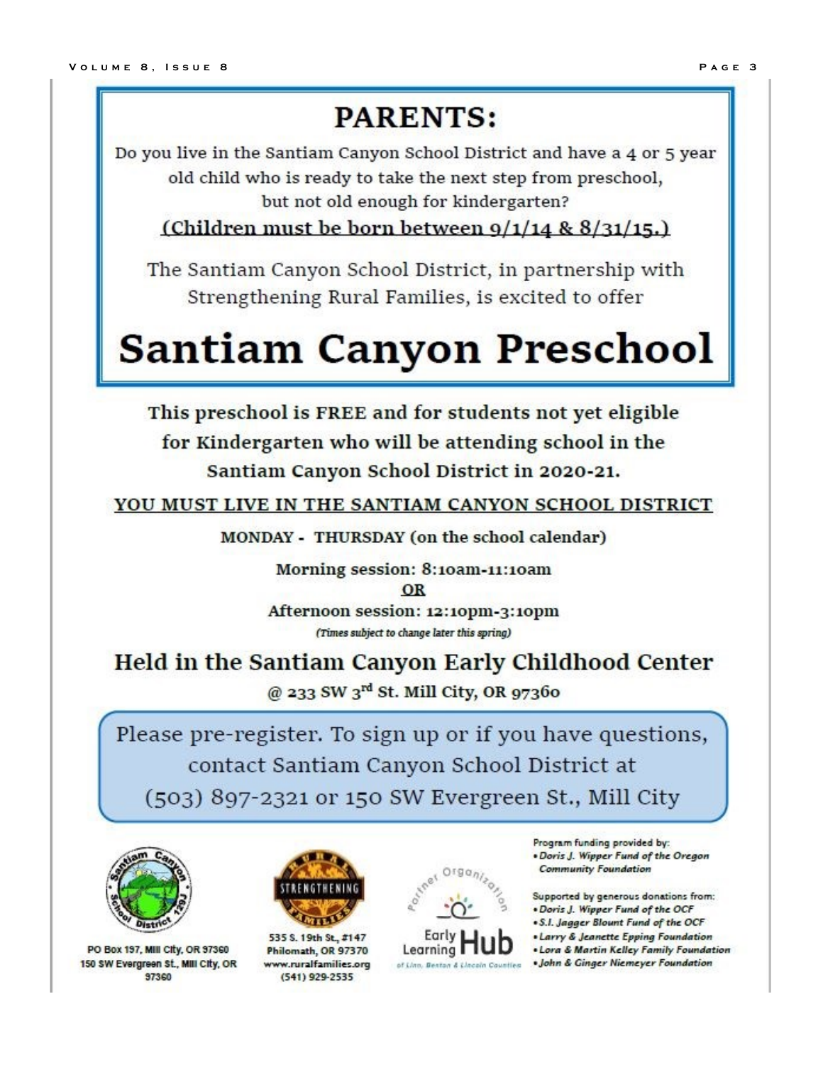# PARENTS:

Do you live in the Santiam Canyon School District and have a 4 or 5 year old child who is ready to take the next step from preschool, but not old enough for kindergarten?

**(Children must be born between 9/1/14 & 8/31/15.)**

The Santiam Canyon School District, in partnership with Strengthening Rural Families, is excited to offer

# Santiam Canyon Preschool

**This preschool is FREE and for students not yet eligible for Kindergarten who will be attending school in the Santiam Canyon School District in 2020-21.**

**YOU MUST LIVE IN THE SANTIAM CANYON SCHOOL DISTRICT**

**MONDAY - THURSDAY (on the school calendar)**

**Morning session: 8:10am-11:10am**

**OR**

**Afternoon session: 12:10pm-3:10pm**

*(Times subject to change later this spring)*

## Held in the Santiam Canyon Early Childhood Center

**@ 233 SW 3rd St. Mill City, OR 97360**

Please pre-register. To sign up or if you have questions, contact Santiam Canyon School District at (503) 897-2321 or 150 SW Evergreen St., Mill City

PO Box 197, Mill City, OR 97360
150 SW Evergreen St., Mill City, OR 97360

535 S. 19th St., #147
Philomath, OR 97370
www.ruralfamilies.org
(541) 929-2535

Partner Organization
Early Learning Hub of Linn, Benton & Lincoln Counties

Program funding provided by:

- *Doris J. Wipper Fund of the Oregon Community Foundation*

Supported by generous donations from:

- *Doris J. Wipper Fund of the OCF*
- *S.I. Jagger Blount Fund of the OCF*
- *Larry & Jeanette Epping Foundation*
- *Lora & Martin Kelley Family Foundation*
- *John & Ginger Niemeyer Foundation*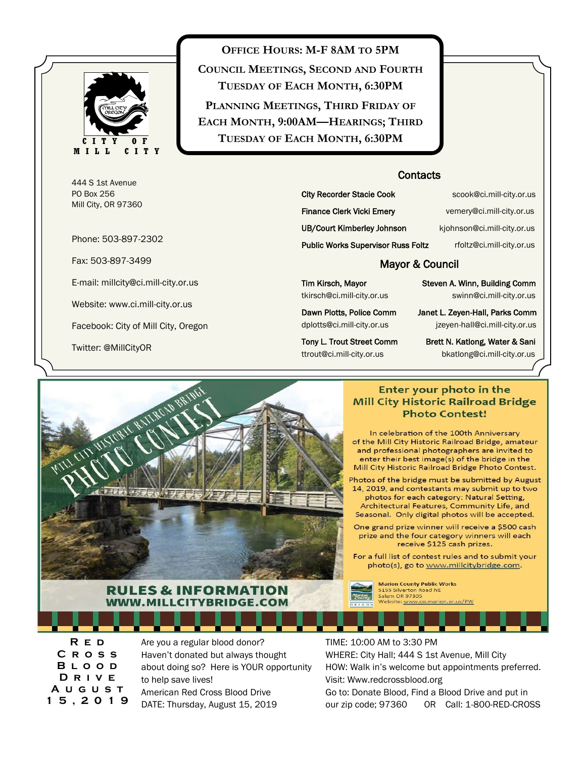**Office Hours: M-F 8AM to 5PM**

**Council Meetings, Second and Fourth Tuesday of Each Month, 6:30PM**

**Planning Meetings, Third Friday of Each Month, 9:00AM—Hearings; Third Tuesday of Each Month, 6:30PM**

CITY OF MILL CITY

444 S 1st Avenue
PO Box 256
Mill City, OR 97360

Phone: 503-897-2302

Fax: 503-897-3499

E-mail: millcity@ci.mill-city.or.us

Website: www.ci.mill-city.or.us

Facebook: City of Mill City, Oregon

Twitter: @MillCityOR

## Contacts

| | |
|---|---|
| City Recorder Stacie Cook | scook@ci.mill-city.or.us |
| Finance Clerk Vicki Emery | vemery@ci.mill-city.or.us |
| UB/Court Kimberley Johnson | kjohnson@ci.mill-city.or.us |
| Public Works Supervisor Russ Foltz | rfoltz@ci.mill-city.or.us |

## Mayor & Council

| | |
|---|---|
| **Tim Kirsch, Mayor** tkirsch@ci.mill-city.or.us | **Steven A. Winn, Building Comm** swinn@ci.mill-city.or.us |
| **Dawn Plotts, Police Comm** dplotts@ci.mill-city.or.us | **Janet L. Zeyen-Hall, Parks Comm** jzeyen-hall@ci.mill-city.or.us |
| **Tony L. Trout Street Comm** ttrout@ci.mill-city.or.us | **Brett N. Katlong, Water & Sani** bkatlong@ci.mill-city.or.us |

MILL CITY HISTORIC RAILROAD BRIDGE PHOTO CONTEST

## Enter your photo in the Mill City Historic Railroad Bridge Photo Contest!

In celebration of the 100th Anniversary of the Mill City Historic Railroad Bridge, amateur and professional photographers are invited to enter their best image(s) of the bridge in the Mill City Historic Railroad Bridge Photo Contest.

Photos of the bridge must be submitted by August 14, 2019, and contestants may submit up to two photos for each category: Natural Setting, Architectural Features, Community Life, and Seasonal. Only digital photos will be accepted.

One grand prize winner will receive a $500 cash prize and the four category winners will each receive $125 cash prizes.

For a full list of contest rules and to submit your photo(s), go to www.millcitybridge.com.

**RULES & INFORMATION**
**WWW.MILLCITYBRIDGE.COM**

Marion County Public Works
5155 Silverton Road NE
Salem OR 97305
Website: www.co.marion.or.us/PW

## Red Cross Blood Drive August 15, 2019

Are you a regular blood donor? Haven't donated but always thought about doing so? Here is YOUR opportunity to help save lives!

American Red Cross Blood Drive
DATE: Thursday, August 15, 2019
TIME: 10:00 AM to 3:30 PM
WHERE: City Hall; 444 S 1st Avenue, Mill City
HOW: Walk in's welcome but appointments preferred.
Visit: Www.redcrossblood.org
Go to: Donate Blood, Find a Blood Drive and put in our zip code; 97360 OR Call: 1-800-RED-CROSS